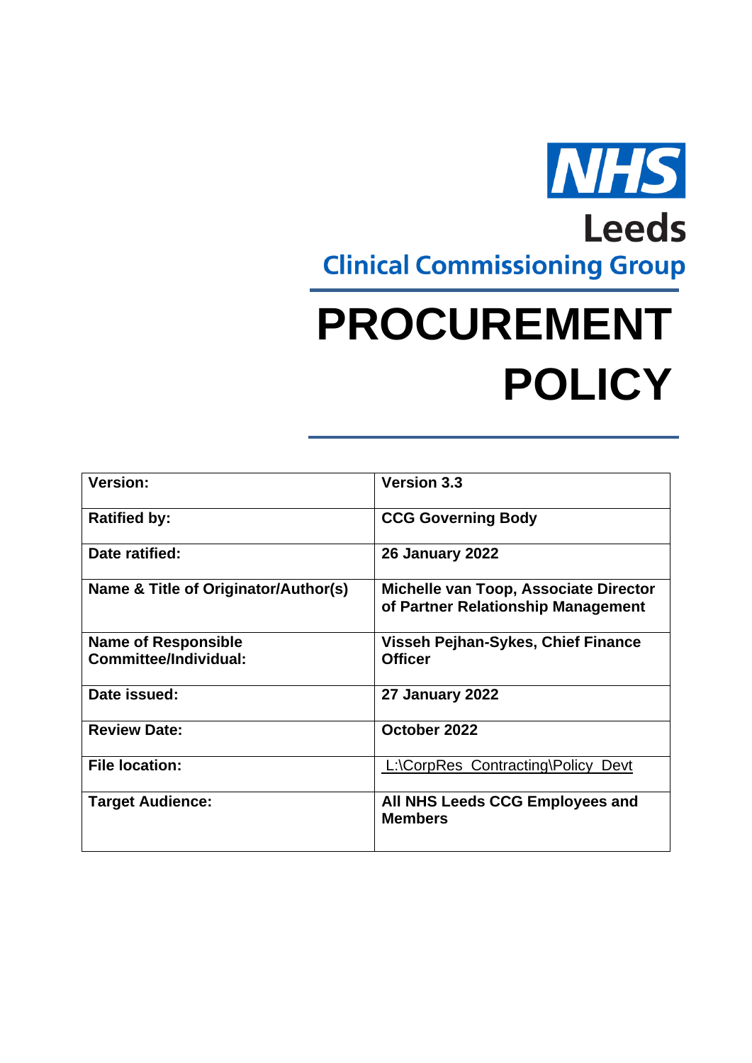NHS

Leeds

Clinical Commissioning Group

# PROCUREMENT POLICY

| Version: | Version 3.3 |
|---|---|
| Ratified by: | CCG Governing Body |
| Date ratified: | 26 January 2022 |
| Name & Title of Originator/Author(s) | Michelle van Toop, Associate Director of Partner Relationship Management |
| Name of Responsible Committee/Individual: | Visseh Pejhan-Sykes, Chief Finance Officer |
| Date issued: | 27 January 2022 |
| Review Date: | October 2022 |
| File location: | L:\CorpRes_Contracting\Policy_Devt |
| Target Audience: | All NHS Leeds CCG Employees and Members |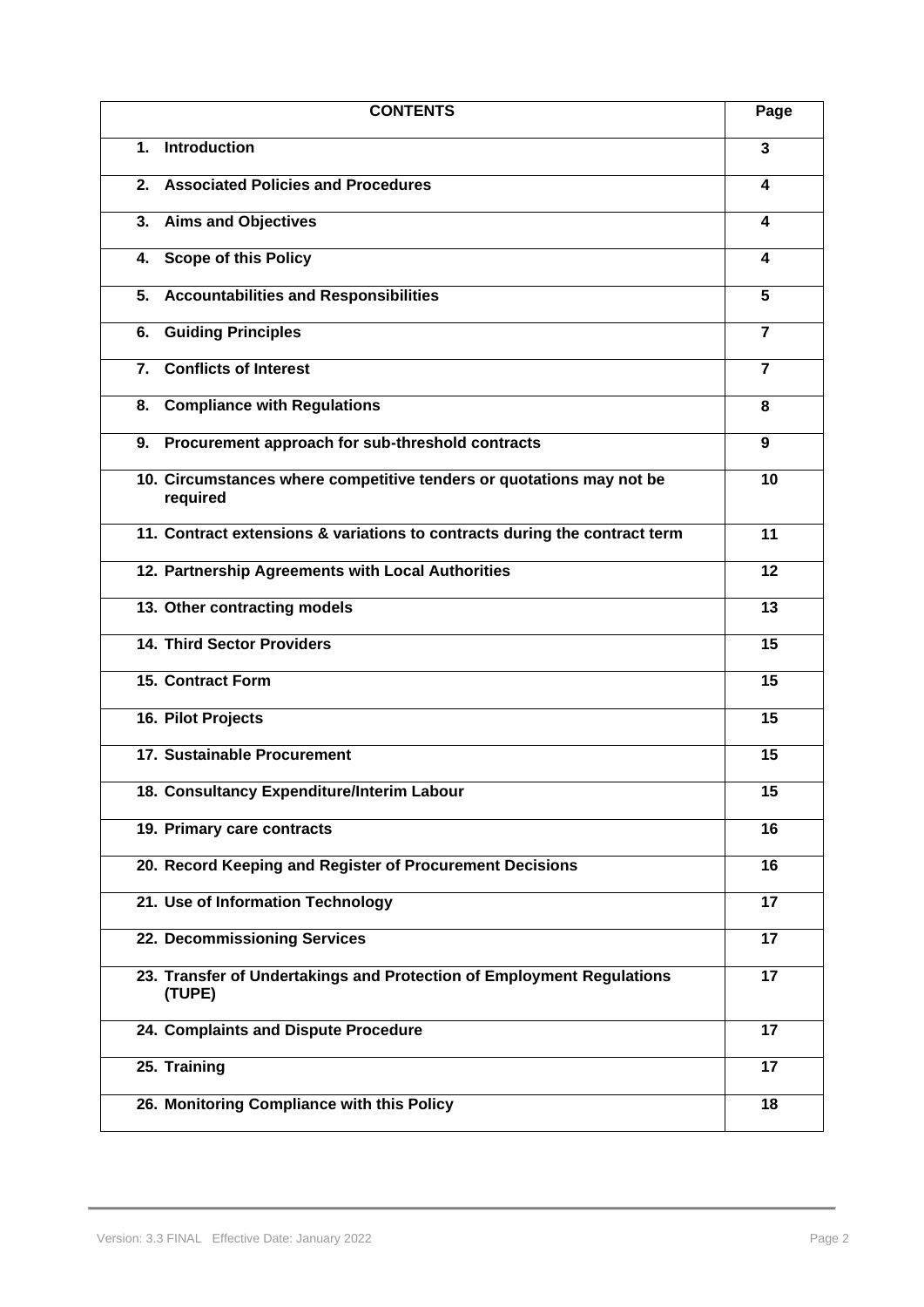| CONTENTS | Page |
|---|---|
| 1. Introduction | 3 |
| 2. Associated Policies and Procedures | 4 |
| 3. Aims and Objectives | 4 |
| 4. Scope of this Policy | 4 |
| 5. Accountabilities and Responsibilities | 5 |
| 6. Guiding Principles | 7 |
| 7. Conflicts of Interest | 7 |
| 8. Compliance with Regulations | 8 |
| 9. Procurement approach for sub-threshold contracts | 9 |
| 10. Circumstances where competitive tenders or quotations may not be required | 10 |
| 11. Contract extensions & variations to contracts during the contract term | 11 |
| 12. Partnership Agreements with Local Authorities | 12 |
| 13. Other contracting models | 13 |
| 14. Third Sector Providers | 15 |
| 15. Contract Form | 15 |
| 16. Pilot Projects | 15 |
| 17. Sustainable Procurement | 15 |
| 18. Consultancy Expenditure/Interim Labour | 15 |
| 19. Primary care contracts | 16 |
| 20. Record Keeping and Register of Procurement Decisions | 16 |
| 21. Use of Information Technology | 17 |
| 22. Decommissioning Services | 17 |
| 23. Transfer of Undertakings and Protection of Employment Regulations (TUPE) | 17 |
| 24. Complaints and Dispute Procedure | 17 |
| 25. Training | 17 |
| 26. Monitoring Compliance with this Policy | 18 |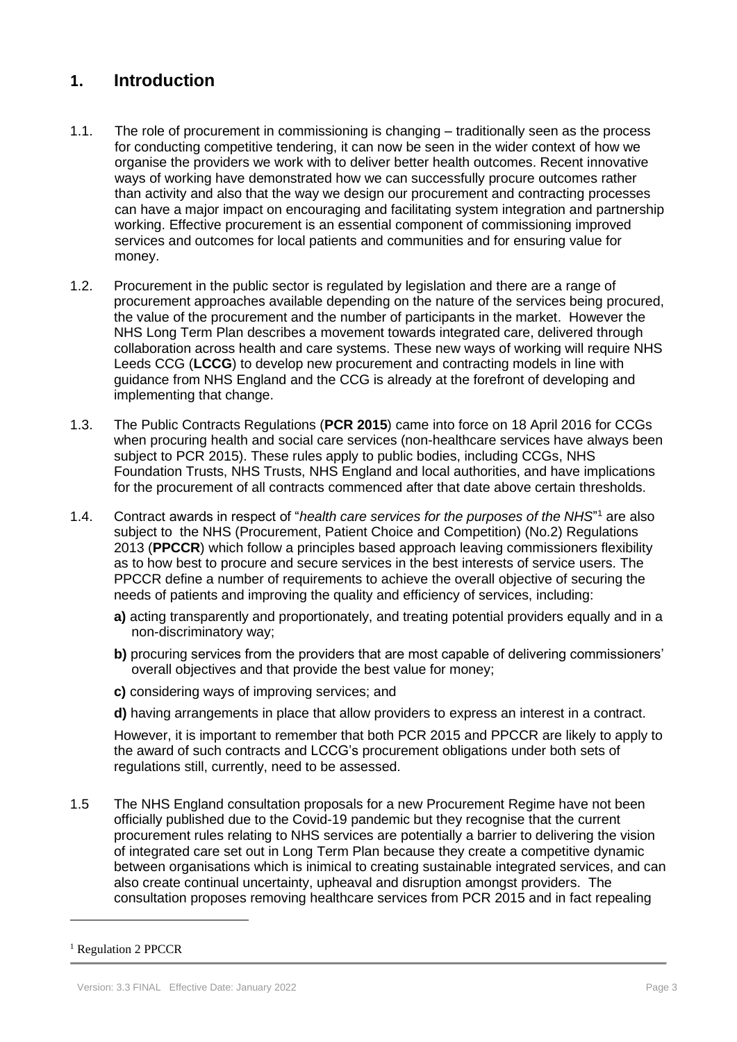## 1. Introduction

1.1. The role of procurement in commissioning is changing – traditionally seen as the process for conducting competitive tendering, it can now be seen in the wider context of how we organise the providers we work with to deliver better health outcomes. Recent innovative ways of working have demonstrated how we can successfully procure outcomes rather than activity and also that the way we design our procurement and contracting processes can have a major impact on encouraging and facilitating system integration and partnership working. Effective procurement is an essential component of commissioning improved services and outcomes for local patients and communities and for ensuring value for money.

1.2. Procurement in the public sector is regulated by legislation and there are a range of procurement approaches available depending on the nature of the services being procured, the value of the procurement and the number of participants in the market. However the NHS Long Term Plan describes a movement towards integrated care, delivered through collaboration across health and care systems. These new ways of working will require NHS Leeds CCG (**LCCG**) to develop new procurement and contracting models in line with guidance from NHS England and the CCG is already at the forefront of developing and implementing that change.

1.3. The Public Contracts Regulations (**PCR 2015**) came into force on 18 April 2016 for CCGs when procuring health and social care services (non-healthcare services have always been subject to PCR 2015). These rules apply to public bodies, including CCGs, NHS Foundation Trusts, NHS Trusts, NHS England and local authorities, and have implications for the procurement of all contracts commenced after that date above certain thresholds.

1.4. Contract awards in respect of "*health care services for the purposes of the NHS*"[1] are also subject to the NHS (Procurement, Patient Choice and Competition) (No.2) Regulations 2013 (**PPCCR**) which follow a principles based approach leaving commissioners flexibility as to how best to procure and secure services in the best interests of service users. The PPCCR define a number of requirements to achieve the overall objective of securing the needs of patients and improving the quality and efficiency of services, including:

**a)** acting transparently and proportionately, and treating potential providers equally and in a non-discriminatory way;

**b)** procuring services from the providers that are most capable of delivering commissioners' overall objectives and that provide the best value for money;

**c)** considering ways of improving services; and

**d)** having arrangements in place that allow providers to express an interest in a contract.

However, it is important to remember that both PCR 2015 and PPCCR are likely to apply to the award of such contracts and LCCG's procurement obligations under both sets of regulations still, currently, need to be assessed.

1.5 The NHS England consultation proposals for a new Procurement Regime have not been officially published due to the Covid-19 pandemic but they recognise that the current procurement rules relating to NHS services are potentially a barrier to delivering the vision of integrated care set out in Long Term Plan because they create a competitive dynamic between organisations which is inimical to creating sustainable integrated services, and can also create continual uncertainty, upheaval and disruption amongst providers. The consultation proposes removing healthcare services from PCR 2015 and in fact repealing

[1] Regulation 2 PPCCR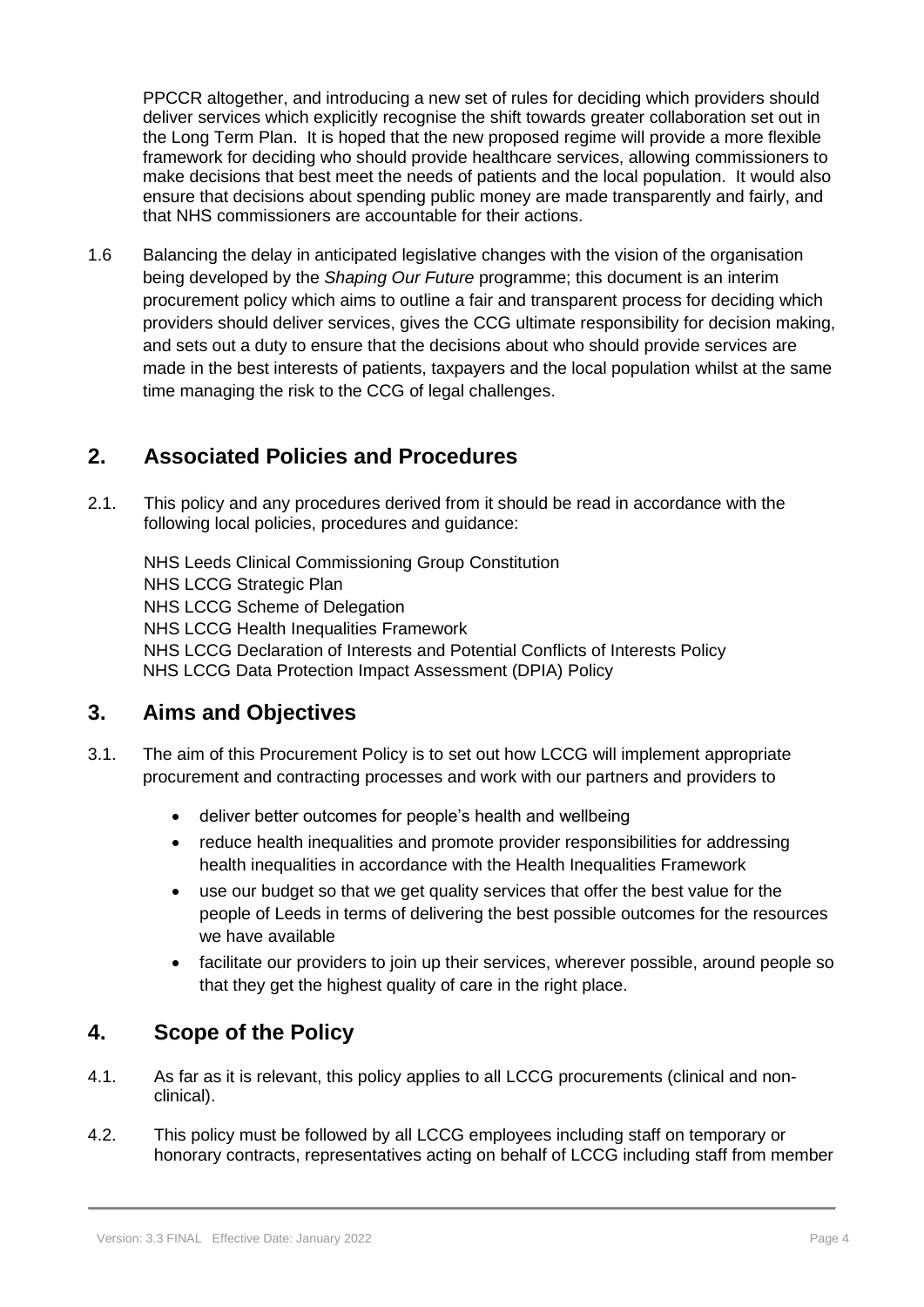PPCCR altogether, and introducing a new set of rules for deciding which providers should deliver services which explicitly recognise the shift towards greater collaboration set out in the Long Term Plan. It is hoped that the new proposed regime will provide a more flexible framework for deciding who should provide healthcare services, allowing commissioners to make decisions that best meet the needs of patients and the local population. It would also ensure that decisions about spending public money are made transparently and fairly, and that NHS commissioners are accountable for their actions.

1.6 Balancing the delay in anticipated legislative changes with the vision of the organisation being developed by the *Shaping Our Future* programme; this document is an interim procurement policy which aims to outline a fair and transparent process for deciding which providers should deliver services, gives the CCG ultimate responsibility for decision making, and sets out a duty to ensure that the decisions about who should provide services are made in the best interests of patients, taxpayers and the local population whilst at the same time managing the risk to the CCG of legal challenges.

## 2. Associated Policies and Procedures

2.1. This policy and any procedures derived from it should be read in accordance with the following local policies, procedures and guidance:

NHS Leeds Clinical Commissioning Group Constitution
NHS LCCG Strategic Plan
NHS LCCG Scheme of Delegation
NHS LCCG Health Inequalities Framework
NHS LCCG Declaration of Interests and Potential Conflicts of Interests Policy
NHS LCCG Data Protection Impact Assessment (DPIA) Policy

## 3. Aims and Objectives

3.1. The aim of this Procurement Policy is to set out how LCCG will implement appropriate procurement and contracting processes and work with our partners and providers to

- deliver better outcomes for people's health and wellbeing
- reduce health inequalities and promote provider responsibilities for addressing health inequalities in accordance with the Health Inequalities Framework
- use our budget so that we get quality services that offer the best value for the people of Leeds in terms of delivering the best possible outcomes for the resources we have available
- facilitate our providers to join up their services, wherever possible, around people so that they get the highest quality of care in the right place.

## 4. Scope of the Policy

4.1. As far as it is relevant, this policy applies to all LCCG procurements (clinical and non-clinical).

4.2. This policy must be followed by all LCCG employees including staff on temporary or honorary contracts, representatives acting on behalf of LCCG including staff from member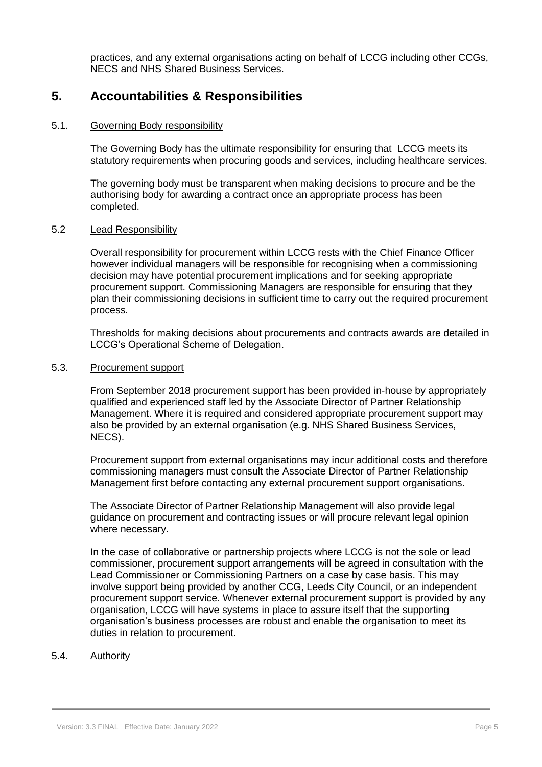practices, and any external organisations acting on behalf of LCCG including other CCGs, NECS and NHS Shared Business Services.

## 5. Accountabilities & Responsibilities

5.1. Governing Body responsibility

The Governing Body has the ultimate responsibility for ensuring that LCCG meets its statutory requirements when procuring goods and services, including healthcare services.

The governing body must be transparent when making decisions to procure and be the authorising body for awarding a contract once an appropriate process has been completed.

5.2 Lead Responsibility

Overall responsibility for procurement within LCCG rests with the Chief Finance Officer however individual managers will be responsible for recognising when a commissioning decision may have potential procurement implications and for seeking appropriate procurement support. Commissioning Managers are responsible for ensuring that they plan their commissioning decisions in sufficient time to carry out the required procurement process.

Thresholds for making decisions about procurements and contracts awards are detailed in LCCG's Operational Scheme of Delegation.

5.3. Procurement support

From September 2018 procurement support has been provided in-house by appropriately qualified and experienced staff led by the Associate Director of Partner Relationship Management. Where it is required and considered appropriate procurement support may also be provided by an external organisation (e.g. NHS Shared Business Services, NECS).

Procurement support from external organisations may incur additional costs and therefore commissioning managers must consult the Associate Director of Partner Relationship Management first before contacting any external procurement support organisations.

The Associate Director of Partner Relationship Management will also provide legal guidance on procurement and contracting issues or will procure relevant legal opinion where necessary.

In the case of collaborative or partnership projects where LCCG is not the sole or lead commissioner, procurement support arrangements will be agreed in consultation with the Lead Commissioner or Commissioning Partners on a case by case basis. This may involve support being provided by another CCG, Leeds City Council, or an independent procurement support service. Whenever external procurement support is provided by any organisation, LCCG will have systems in place to assure itself that the supporting organisation's business processes are robust and enable the organisation to meet its duties in relation to procurement.

5.4. Authority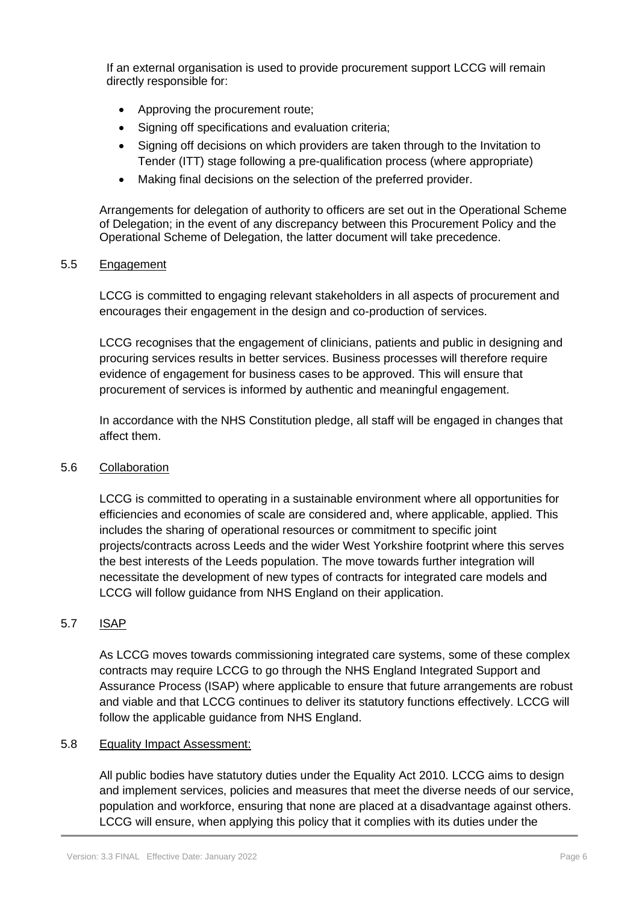If an external organisation is used to provide procurement support LCCG will remain directly responsible for:

- Approving the procurement route;
- Signing off specifications and evaluation criteria;
- Signing off decisions on which providers are taken through to the Invitation to Tender (ITT) stage following a pre-qualification process (where appropriate)
- Making final decisions on the selection of the preferred provider.

Arrangements for delegation of authority to officers are set out in the Operational Scheme of Delegation; in the event of any discrepancy between this Procurement Policy and the Operational Scheme of Delegation, the latter document will take precedence.

### 5.5 Engagement

LCCG is committed to engaging relevant stakeholders in all aspects of procurement and encourages their engagement in the design and co-production of services.

LCCG recognises that the engagement of clinicians, patients and public in designing and procuring services results in better services. Business processes will therefore require evidence of engagement for business cases to be approved. This will ensure that procurement of services is informed by authentic and meaningful engagement.

In accordance with the NHS Constitution pledge, all staff will be engaged in changes that affect them.

### 5.6 Collaboration

LCCG is committed to operating in a sustainable environment where all opportunities for efficiencies and economies of scale are considered and, where applicable, applied. This includes the sharing of operational resources or commitment to specific joint projects/contracts across Leeds and the wider West Yorkshire footprint where this serves the best interests of the Leeds population. The move towards further integration will necessitate the development of new types of contracts for integrated care models and LCCG will follow guidance from NHS England on their application.

### 5.7 ISAP

As LCCG moves towards commissioning integrated care systems, some of these complex contracts may require LCCG to go through the NHS England Integrated Support and Assurance Process (ISAP) where applicable to ensure that future arrangements are robust and viable and that LCCG continues to deliver its statutory functions effectively. LCCG will follow the applicable guidance from NHS England.

### 5.8 Equality Impact Assessment:

All public bodies have statutory duties under the Equality Act 2010. LCCG aims to design and implement services, policies and measures that meet the diverse needs of our service, population and workforce, ensuring that none are placed at a disadvantage against others. LCCG will ensure, when applying this policy that it complies with its duties under the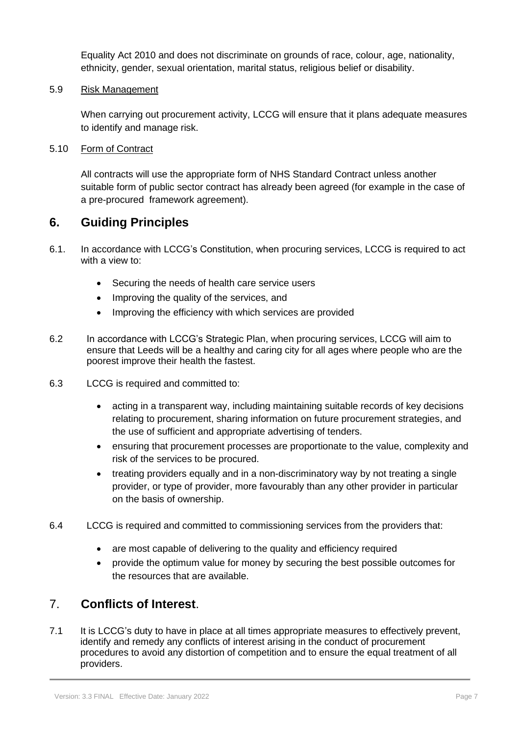Equality Act 2010 and does not discriminate on grounds of race, colour, age, nationality, ethnicity, gender, sexual orientation, marital status, religious belief or disability.

5.9 Risk Management

When carrying out procurement activity, LCCG will ensure that it plans adequate measures to identify and manage risk.

5.10 Form of Contract

All contracts will use the appropriate form of NHS Standard Contract unless another suitable form of public sector contract has already been agreed (for example in the case of a pre-procured framework agreement).

## 6. Guiding Principles

6.1. In accordance with LCCG's Constitution, when procuring services, LCCG is required to act with a view to:

- Securing the needs of health care service users
- Improving the quality of the services, and
- Improving the efficiency with which services are provided

6.2 In accordance with LCCG's Strategic Plan, when procuring services, LCCG will aim to ensure that Leeds will be a healthy and caring city for all ages where people who are the poorest improve their health the fastest.

6.3 LCCG is required and committed to:

- acting in a transparent way, including maintaining suitable records of key decisions relating to procurement, sharing information on future procurement strategies, and the use of sufficient and appropriate advertising of tenders.
- ensuring that procurement processes are proportionate to the value, complexity and risk of the services to be procured.
- treating providers equally and in a non-discriminatory way by not treating a single provider, or type of provider, more favourably than any other provider in particular on the basis of ownership.

6.4 LCCG is required and committed to commissioning services from the providers that:

- are most capable of delivering to the quality and efficiency required
- provide the optimum value for money by securing the best possible outcomes for the resources that are available.

## 7. **Conflicts of Interest**.

7.1 It is LCCG's duty to have in place at all times appropriate measures to effectively prevent, identify and remedy any conflicts of interest arising in the conduct of procurement procedures to avoid any distortion of competition and to ensure the equal treatment of all providers.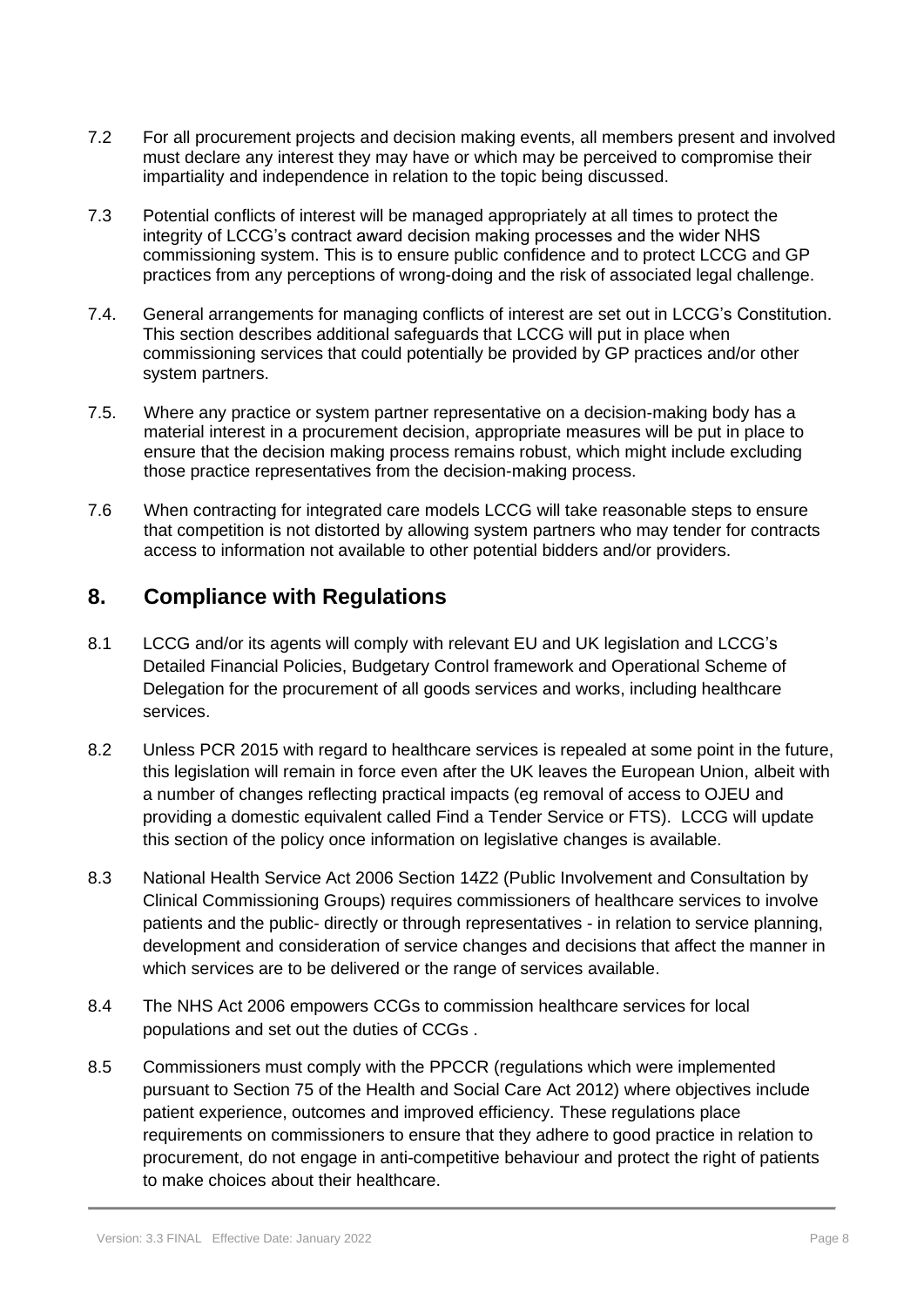7.2 For all procurement projects and decision making events, all members present and involved must declare any interest they may have or which may be perceived to compromise their impartiality and independence in relation to the topic being discussed.

7.3 Potential conflicts of interest will be managed appropriately at all times to protect the integrity of LCCG's contract award decision making processes and the wider NHS commissioning system. This is to ensure public confidence and to protect LCCG and GP practices from any perceptions of wrong-doing and the risk of associated legal challenge.

7.4. General arrangements for managing conflicts of interest are set out in LCCG's Constitution. This section describes additional safeguards that LCCG will put in place when commissioning services that could potentially be provided by GP practices and/or other system partners.

7.5. Where any practice or system partner representative on a decision-making body has a material interest in a procurement decision, appropriate measures will be put in place to ensure that the decision making process remains robust, which might include excluding those practice representatives from the decision-making process.

7.6 When contracting for integrated care models LCCG will take reasonable steps to ensure that competition is not distorted by allowing system partners who may tender for contracts access to information not available to other potential bidders and/or providers.

## 8. Compliance with Regulations

8.1 LCCG and/or its agents will comply with relevant EU and UK legislation and LCCG's Detailed Financial Policies, Budgetary Control framework and Operational Scheme of Delegation for the procurement of all goods services and works, including healthcare services.

8.2 Unless PCR 2015 with regard to healthcare services is repealed at some point in the future, this legislation will remain in force even after the UK leaves the European Union, albeit with a number of changes reflecting practical impacts (eg removal of access to OJEU and providing a domestic equivalent called Find a Tender Service or FTS). LCCG will update this section of the policy once information on legislative changes is available.

8.3 National Health Service Act 2006 Section 14Z2 (Public Involvement and Consultation by Clinical Commissioning Groups) requires commissioners of healthcare services to involve patients and the public- directly or through representatives - in relation to service planning, development and consideration of service changes and decisions that affect the manner in which services are to be delivered or the range of services available.

8.4 The NHS Act 2006 empowers CCGs to commission healthcare services for local populations and set out the duties of CCGs .

8.5 Commissioners must comply with the PPCCR (regulations which were implemented pursuant to Section 75 of the Health and Social Care Act 2012) where objectives include patient experience, outcomes and improved efficiency. These regulations place requirements on commissioners to ensure that they adhere to good practice in relation to procurement, do not engage in anti-competitive behaviour and protect the right of patients to make choices about their healthcare.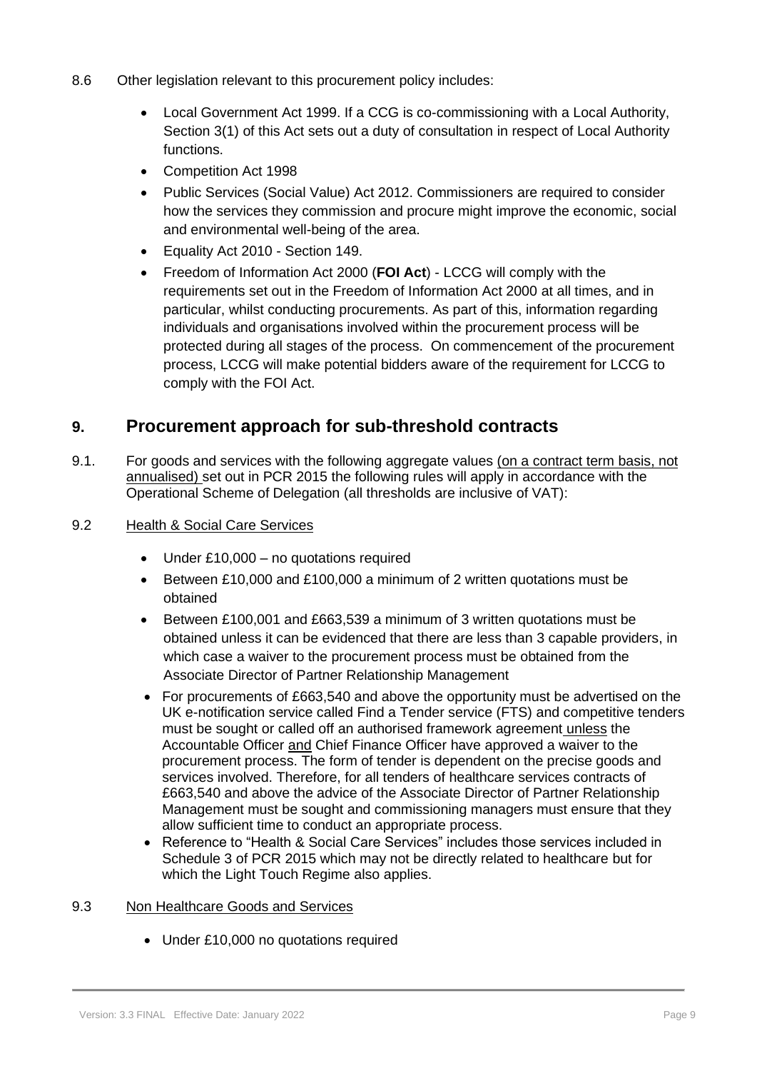8.6 Other legislation relevant to this procurement policy includes:

- Local Government Act 1999. If a CCG is co-commissioning with a Local Authority, Section 3(1) of this Act sets out a duty of consultation in respect of Local Authority functions.
- Competition Act 1998
- Public Services (Social Value) Act 2012. Commissioners are required to consider how the services they commission and procure might improve the economic, social and environmental well-being of the area.
- Equality Act 2010 - Section 149.
- Freedom of Information Act 2000 (**FOI Act**) - LCCG will comply with the requirements set out in the Freedom of Information Act 2000 at all times, and in particular, whilst conducting procurements. As part of this, information regarding individuals and organisations involved within the procurement process will be protected during all stages of the process. On commencement of the procurement process, LCCG will make potential bidders aware of the requirement for LCCG to comply with the FOI Act.

## 9. Procurement approach for sub-threshold contracts

9.1. For goods and services with the following aggregate values (on a contract term basis, not annualised) set out in PCR 2015 the following rules will apply in accordance with the Operational Scheme of Delegation (all thresholds are inclusive of VAT):

9.2 Health & Social Care Services

- Under £10,000 – no quotations required
- Between £10,000 and £100,000 a minimum of 2 written quotations must be obtained
- Between £100,001 and £663,539 a minimum of 3 written quotations must be obtained unless it can be evidenced that there are less than 3 capable providers, in which case a waiver to the procurement process must be obtained from the Associate Director of Partner Relationship Management
- For procurements of £663,540 and above the opportunity must be advertised on the UK e-notification service called Find a Tender service (FTS) and competitive tenders must be sought or called off an authorised framework agreement unless the Accountable Officer and Chief Finance Officer have approved a waiver to the procurement process. The form of tender is dependent on the precise goods and services involved. Therefore, for all tenders of healthcare services contracts of £663,540 and above the advice of the Associate Director of Partner Relationship Management must be sought and commissioning managers must ensure that they allow sufficient time to conduct an appropriate process.
- Reference to "Health & Social Care Services" includes those services included in Schedule 3 of PCR 2015 which may not be directly related to healthcare but for which the Light Touch Regime also applies.

9.3 Non Healthcare Goods and Services

- Under £10,000 no quotations required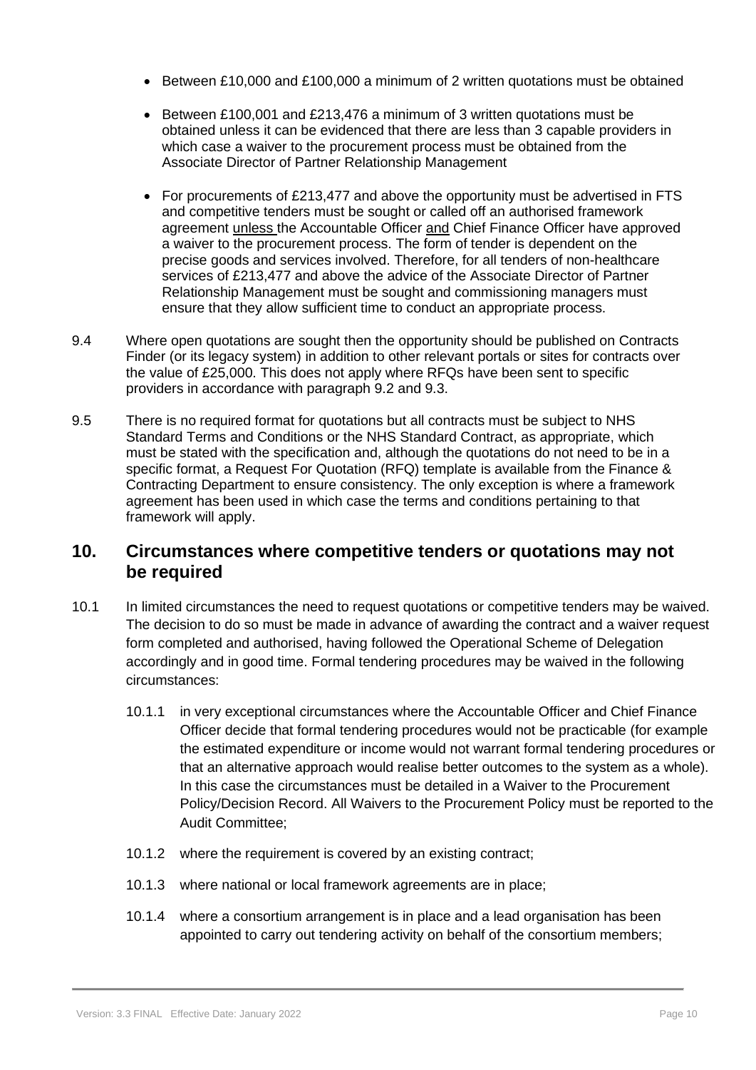- Between £10,000 and £100,000 a minimum of 2 written quotations must be obtained
- Between £100,001 and £213,476 a minimum of 3 written quotations must be obtained unless it can be evidenced that there are less than 3 capable providers in which case a waiver to the procurement process must be obtained from the Associate Director of Partner Relationship Management
- For procurements of £213,477 and above the opportunity must be advertised in FTS and competitive tenders must be sought or called off an authorised framework agreement unless the Accountable Officer and Chief Finance Officer have approved a waiver to the procurement process. The form of tender is dependent on the precise goods and services involved. Therefore, for all tenders of non-healthcare services of £213,477 and above the advice of the Associate Director of Partner Relationship Management must be sought and commissioning managers must ensure that they allow sufficient time to conduct an appropriate process.

9.4 Where open quotations are sought then the opportunity should be published on Contracts Finder (or its legacy system) in addition to other relevant portals or sites for contracts over the value of £25,000. This does not apply where RFQs have been sent to specific providers in accordance with paragraph 9.2 and 9.3.

9.5 There is no required format for quotations but all contracts must be subject to NHS Standard Terms and Conditions or the NHS Standard Contract, as appropriate, which must be stated with the specification and, although the quotations do not need to be in a specific format, a Request For Quotation (RFQ) template is available from the Finance & Contracting Department to ensure consistency. The only exception is where a framework agreement has been used in which case the terms and conditions pertaining to that framework will apply.

## 10. Circumstances where competitive tenders or quotations may not be required

10.1 In limited circumstances the need to request quotations or competitive tenders may be waived. The decision to do so must be made in advance of awarding the contract and a waiver request form completed and authorised, having followed the Operational Scheme of Delegation accordingly and in good time. Formal tendering procedures may be waived in the following circumstances:

10.1.1 in very exceptional circumstances where the Accountable Officer and Chief Finance Officer decide that formal tendering procedures would not be practicable (for example the estimated expenditure or income would not warrant formal tendering procedures or that an alternative approach would realise better outcomes to the system as a whole). In this case the circumstances must be detailed in a Waiver to the Procurement Policy/Decision Record. All Waivers to the Procurement Policy must be reported to the Audit Committee;

10.1.2 where the requirement is covered by an existing contract;

10.1.3 where national or local framework agreements are in place;

10.1.4 where a consortium arrangement is in place and a lead organisation has been appointed to carry out tendering activity on behalf of the consortium members;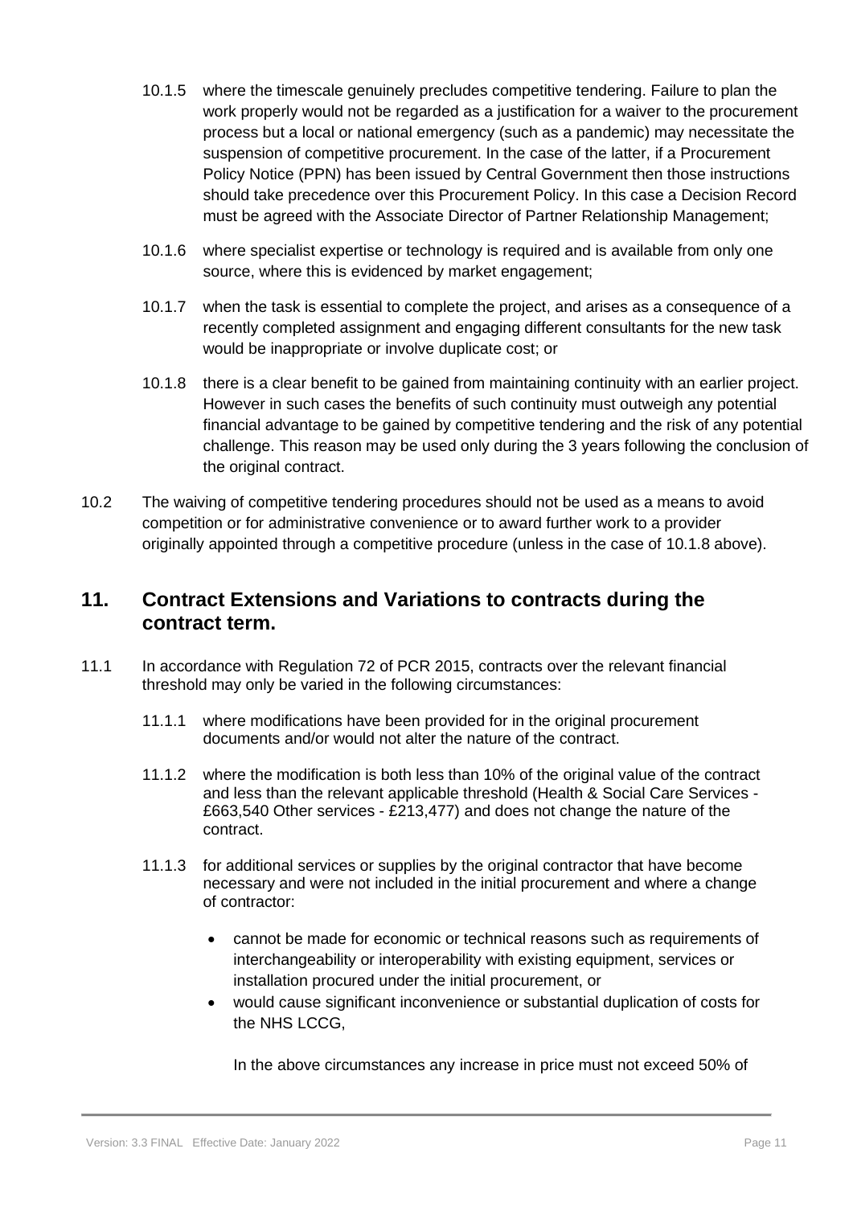10.1.5 where the timescale genuinely precludes competitive tendering. Failure to plan the work properly would not be regarded as a justification for a waiver to the procurement process but a local or national emergency (such as a pandemic) may necessitate the suspension of competitive procurement. In the case of the latter, if a Procurement Policy Notice (PPN) has been issued by Central Government then those instructions should take precedence over this Procurement Policy. In this case a Decision Record must be agreed with the Associate Director of Partner Relationship Management;

10.1.6 where specialist expertise or technology is required and is available from only one source, where this is evidenced by market engagement;

10.1.7 when the task is essential to complete the project, and arises as a consequence of a recently completed assignment and engaging different consultants for the new task would be inappropriate or involve duplicate cost; or

10.1.8 there is a clear benefit to be gained from maintaining continuity with an earlier project. However in such cases the benefits of such continuity must outweigh any potential financial advantage to be gained by competitive tendering and the risk of any potential challenge. This reason may be used only during the 3 years following the conclusion of the original contract.

10.2 The waiving of competitive tendering procedures should not be used as a means to avoid competition or for administrative convenience or to award further work to a provider originally appointed through a competitive procedure (unless in the case of 10.1.8 above).

## 11. Contract Extensions and Variations to contracts during the contract term.

11.1 In accordance with Regulation 72 of PCR 2015, contracts over the relevant financial threshold may only be varied in the following circumstances:

11.1.1 where modifications have been provided for in the original procurement documents and/or would not alter the nature of the contract.

11.1.2 where the modification is both less than 10% of the original value of the contract and less than the relevant applicable threshold (Health & Social Care Services - £663,540 Other services - £213,477) and does not change the nature of the contract.

11.1.3 for additional services or supplies by the original contractor that have become necessary and were not included in the initial procurement and where a change of contractor:

- cannot be made for economic or technical reasons such as requirements of interchangeability or interoperability with existing equipment, services or installation procured under the initial procurement, or
- would cause significant inconvenience or substantial duplication of costs for the NHS LCCG,

In the above circumstances any increase in price must not exceed 50% of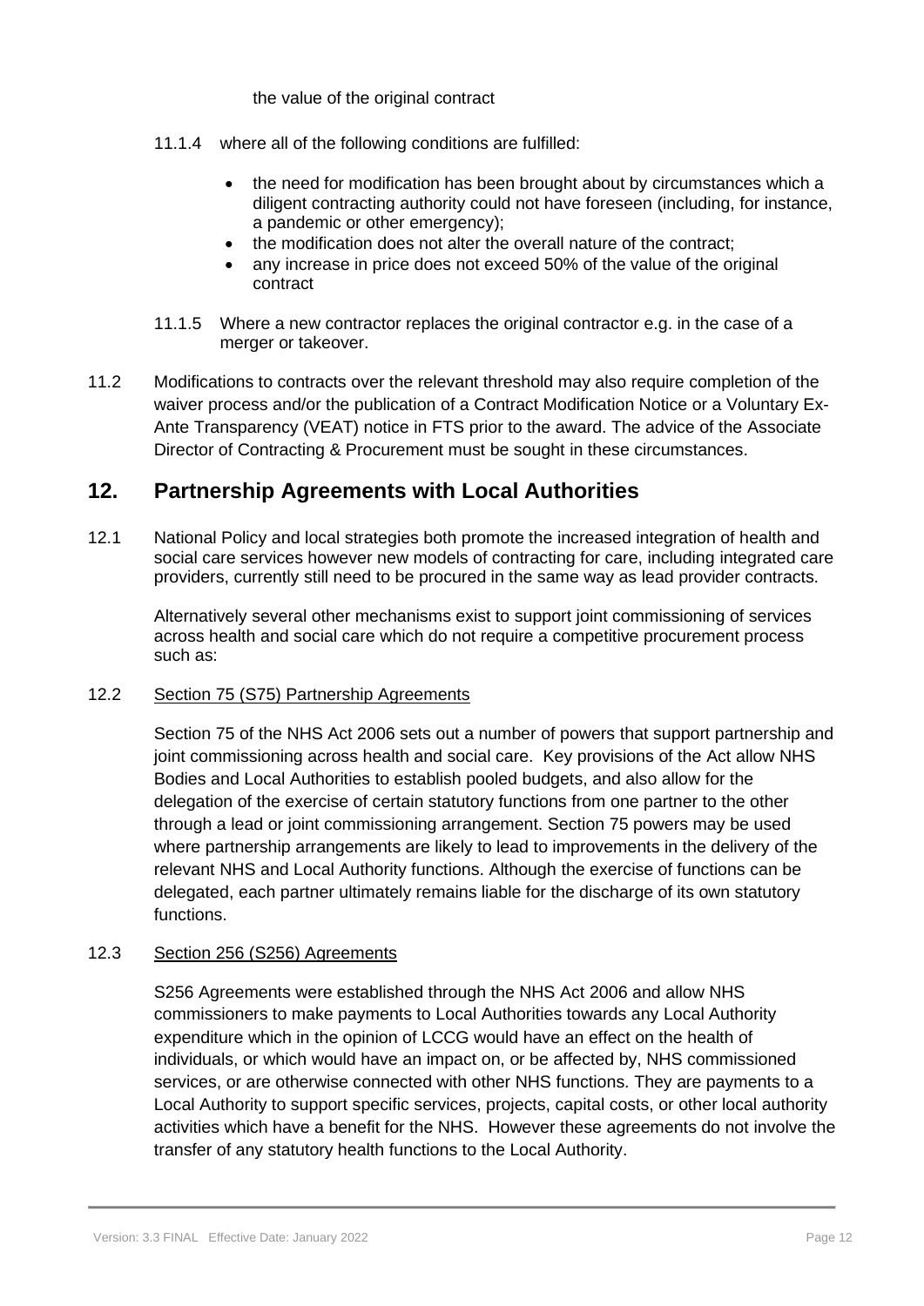the value of the original contract

11.1.4 where all of the following conditions are fulfilled:

- the need for modification has been brought about by circumstances which a diligent contracting authority could not have foreseen (including, for instance, a pandemic or other emergency);
- the modification does not alter the overall nature of the contract;
- any increase in price does not exceed 50% of the value of the original contract

11.1.5 Where a new contractor replaces the original contractor e.g. in the case of a merger or takeover.

11.2 Modifications to contracts over the relevant threshold may also require completion of the waiver process and/or the publication of a Contract Modification Notice or a Voluntary Ex-Ante Transparency (VEAT) notice in FTS prior to the award. The advice of the Associate Director of Contracting & Procurement must be sought in these circumstances.

## 12. Partnership Agreements with Local Authorities

12.1 National Policy and local strategies both promote the increased integration of health and social care services however new models of contracting for care, including integrated care providers, currently still need to be procured in the same way as lead provider contracts.

Alternatively several other mechanisms exist to support joint commissioning of services across health and social care which do not require a competitive procurement process such as:

12.2 Section 75 (S75) Partnership Agreements

Section 75 of the NHS Act 2006 sets out a number of powers that support partnership and joint commissioning across health and social care. Key provisions of the Act allow NHS Bodies and Local Authorities to establish pooled budgets, and also allow for the delegation of the exercise of certain statutory functions from one partner to the other through a lead or joint commissioning arrangement. Section 75 powers may be used where partnership arrangements are likely to lead to improvements in the delivery of the relevant NHS and Local Authority functions. Although the exercise of functions can be delegated, each partner ultimately remains liable for the discharge of its own statutory functions.

12.3 Section 256 (S256) Agreements

S256 Agreements were established through the NHS Act 2006 and allow NHS commissioners to make payments to Local Authorities towards any Local Authority expenditure which in the opinion of LCCG would have an effect on the health of individuals, or which would have an impact on, or be affected by, NHS commissioned services, or are otherwise connected with other NHS functions. They are payments to a Local Authority to support specific services, projects, capital costs, or other local authority activities which have a benefit for the NHS. However these agreements do not involve the transfer of any statutory health functions to the Local Authority.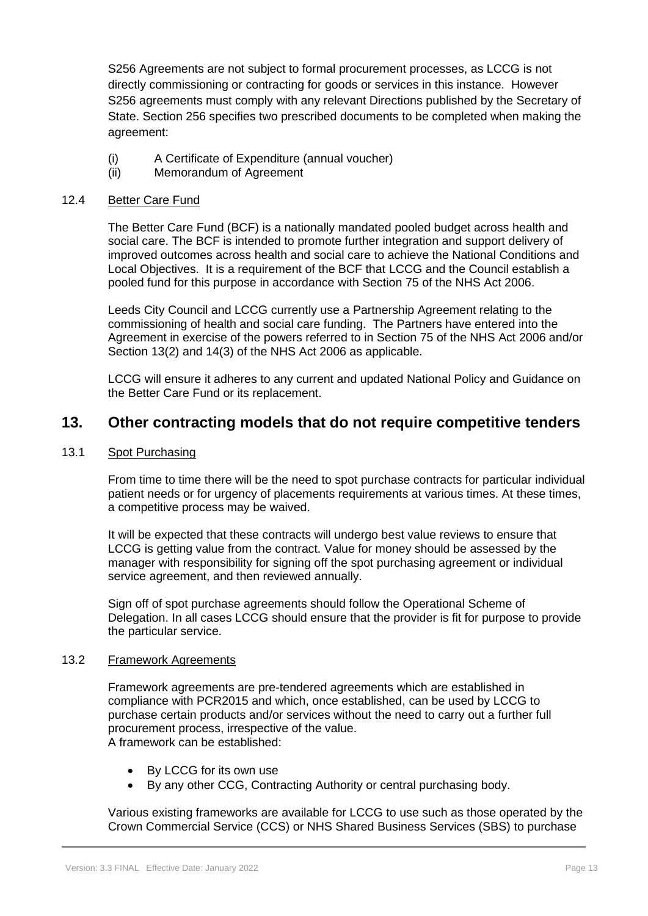S256 Agreements are not subject to formal procurement processes, as LCCG is not directly commissioning or contracting for goods or services in this instance. However S256 agreements must comply with any relevant Directions published by the Secretary of State. Section 256 specifies two prescribed documents to be completed when making the agreement:

(i) A Certificate of Expenditure (annual voucher)
(ii) Memorandum of Agreement

### 12.4 Better Care Fund

The Better Care Fund (BCF) is a nationally mandated pooled budget across health and social care. The BCF is intended to promote further integration and support delivery of improved outcomes across health and social care to achieve the National Conditions and Local Objectives. It is a requirement of the BCF that LCCG and the Council establish a pooled fund for this purpose in accordance with Section 75 of the NHS Act 2006.

Leeds City Council and LCCG currently use a Partnership Agreement relating to the commissioning of health and social care funding. The Partners have entered into the Agreement in exercise of the powers referred to in Section 75 of the NHS Act 2006 and/or Section 13(2) and 14(3) of the NHS Act 2006 as applicable.

LCCG will ensure it adheres to any current and updated National Policy and Guidance on the Better Care Fund or its replacement.

## 13. Other contracting models that do not require competitive tenders

### 13.1 Spot Purchasing

From time to time there will be the need to spot purchase contracts for particular individual patient needs or for urgency of placements requirements at various times. At these times, a competitive process may be waived.

It will be expected that these contracts will undergo best value reviews to ensure that LCCG is getting value from the contract. Value for money should be assessed by the manager with responsibility for signing off the spot purchasing agreement or individual service agreement, and then reviewed annually.

Sign off of spot purchase agreements should follow the Operational Scheme of Delegation. In all cases LCCG should ensure that the provider is fit for purpose to provide the particular service.

### 13.2 Framework Agreements

Framework agreements are pre-tendered agreements which are established in compliance with PCR2015 and which, once established, can be used by LCCG to purchase certain products and/or services without the need to carry out a further full procurement process, irrespective of the value.
A framework can be established:

- By LCCG for its own use
- By any other CCG, Contracting Authority or central purchasing body.

Various existing frameworks are available for LCCG to use such as those operated by the Crown Commercial Service (CCS) or NHS Shared Business Services (SBS) to purchase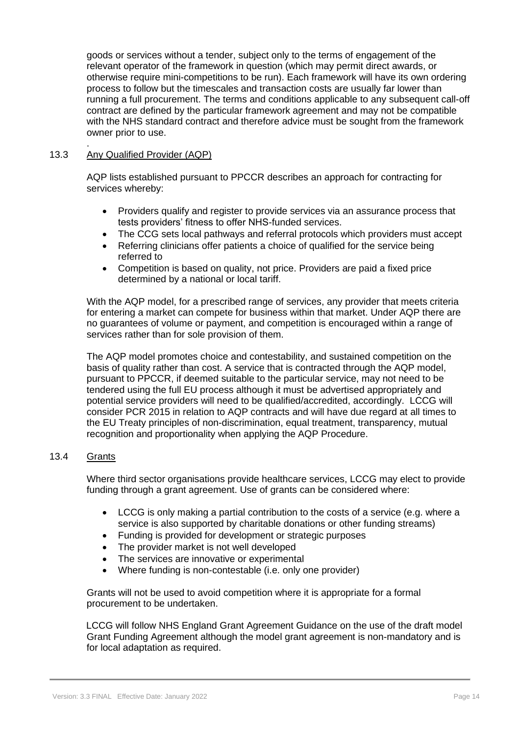goods or services without a tender, subject only to the terms of engagement of the relevant operator of the framework in question (which may permit direct awards, or otherwise require mini-competitions to be run). Each framework will have its own ordering process to follow but the timescales and transaction costs are usually far lower than running a full procurement. The terms and conditions applicable to any subsequent call-off contract are defined by the particular framework agreement and may not be compatible with the NHS standard contract and therefore advice must be sought from the framework owner prior to use.

.

### 13.3 Any Qualified Provider (AQP)

AQP lists established pursuant to PPCCR describes an approach for contracting for services whereby:

- Providers qualify and register to provide services via an assurance process that tests providers' fitness to offer NHS-funded services.
- The CCG sets local pathways and referral protocols which providers must accept
- Referring clinicians offer patients a choice of qualified for the service being referred to
- Competition is based on quality, not price. Providers are paid a fixed price determined by a national or local tariff.

With the AQP model, for a prescribed range of services, any provider that meets criteria for entering a market can compete for business within that market. Under AQP there are no guarantees of volume or payment, and competition is encouraged within a range of services rather than for sole provision of them.

The AQP model promotes choice and contestability, and sustained competition on the basis of quality rather than cost. A service that is contracted through the AQP model, pursuant to PPCCR, if deemed suitable to the particular service, may not need to be tendered using the full EU process although it must be advertised appropriately and potential service providers will need to be qualified/accredited, accordingly. LCCG will consider PCR 2015 in relation to AQP contracts and will have due regard at all times to the EU Treaty principles of non-discrimination, equal treatment, transparency, mutual recognition and proportionality when applying the AQP Procedure.

### 13.4 Grants

Where third sector organisations provide healthcare services, LCCG may elect to provide funding through a grant agreement. Use of grants can be considered where:

- LCCG is only making a partial contribution to the costs of a service (e.g. where a service is also supported by charitable donations or other funding streams)
- Funding is provided for development or strategic purposes
- The provider market is not well developed
- The services are innovative or experimental
- Where funding is non-contestable (i.e. only one provider)

Grants will not be used to avoid competition where it is appropriate for a formal procurement to be undertaken.

LCCG will follow NHS England Grant Agreement Guidance on the use of the draft model Grant Funding Agreement although the model grant agreement is non-mandatory and is for local adaptation as required.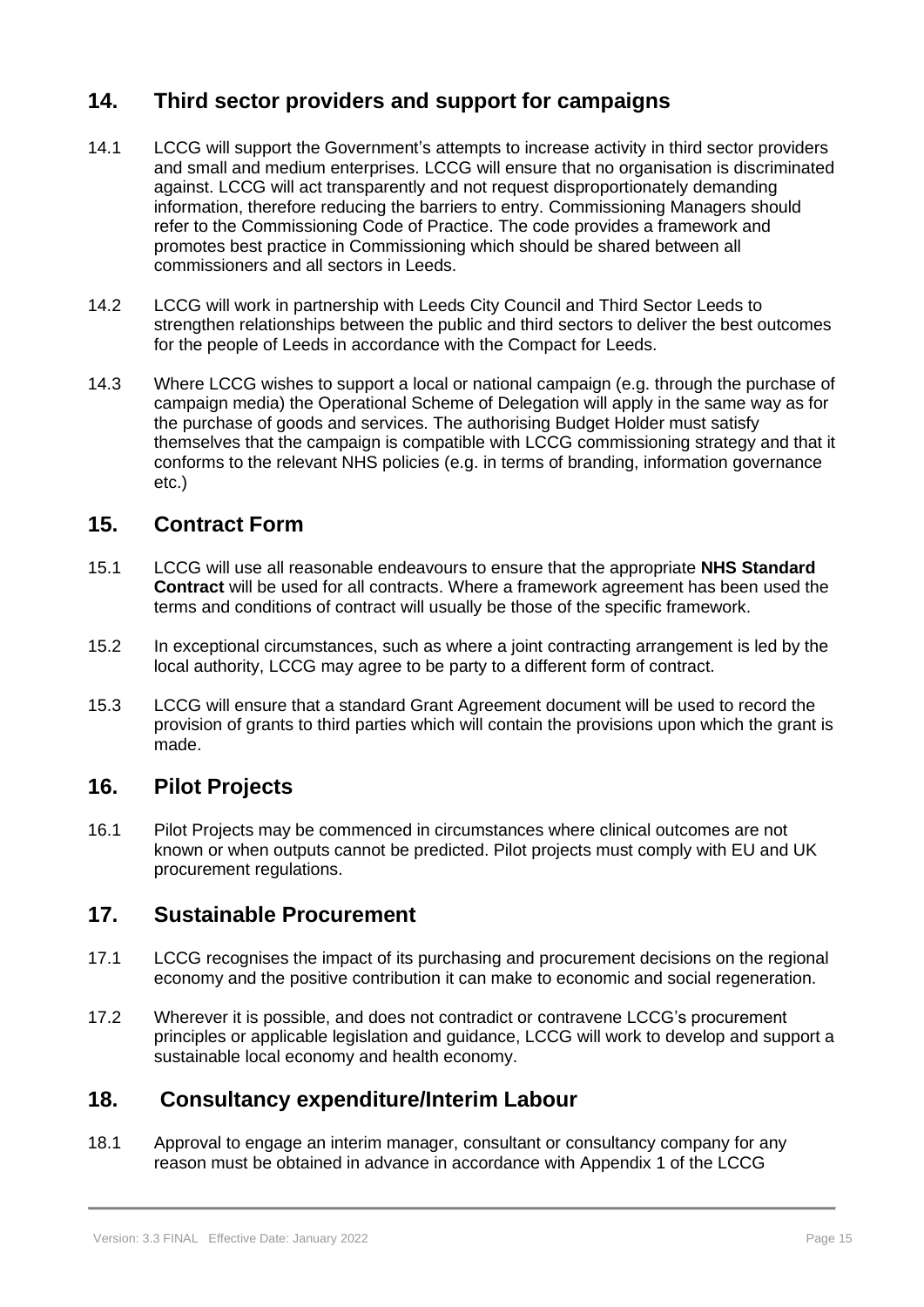## 14. Third sector providers and support for campaigns

14.1 LCCG will support the Government's attempts to increase activity in third sector providers and small and medium enterprises. LCCG will ensure that no organisation is discriminated against. LCCG will act transparently and not request disproportionately demanding information, therefore reducing the barriers to entry. Commissioning Managers should refer to the Commissioning Code of Practice. The code provides a framework and promotes best practice in Commissioning which should be shared between all commissioners and all sectors in Leeds.

14.2 LCCG will work in partnership with Leeds City Council and Third Sector Leeds to strengthen relationships between the public and third sectors to deliver the best outcomes for the people of Leeds in accordance with the Compact for Leeds.

14.3 Where LCCG wishes to support a local or national campaign (e.g. through the purchase of campaign media) the Operational Scheme of Delegation will apply in the same way as for the purchase of goods and services. The authorising Budget Holder must satisfy themselves that the campaign is compatible with LCCG commissioning strategy and that it conforms to the relevant NHS policies (e.g. in terms of branding, information governance etc.)

## 15. Contract Form

15.1 LCCG will use all reasonable endeavours to ensure that the appropriate **NHS Standard Contract** will be used for all contracts. Where a framework agreement has been used the terms and conditions of contract will usually be those of the specific framework.

15.2 In exceptional circumstances, such as where a joint contracting arrangement is led by the local authority, LCCG may agree to be party to a different form of contract.

15.3 LCCG will ensure that a standard Grant Agreement document will be used to record the provision of grants to third parties which will contain the provisions upon which the grant is made.

## 16. Pilot Projects

16.1 Pilot Projects may be commenced in circumstances where clinical outcomes are not known or when outputs cannot be predicted. Pilot projects must comply with EU and UK procurement regulations.

## 17. Sustainable Procurement

17.1 LCCG recognises the impact of its purchasing and procurement decisions on the regional economy and the positive contribution it can make to economic and social regeneration.

17.2 Wherever it is possible, and does not contradict or contravene LCCG's procurement principles or applicable legislation and guidance, LCCG will work to develop and support a sustainable local economy and health economy.

## 18. Consultancy expenditure/Interim Labour

18.1 Approval to engage an interim manager, consultant or consultancy company for any reason must be obtained in advance in accordance with Appendix 1 of the LCCG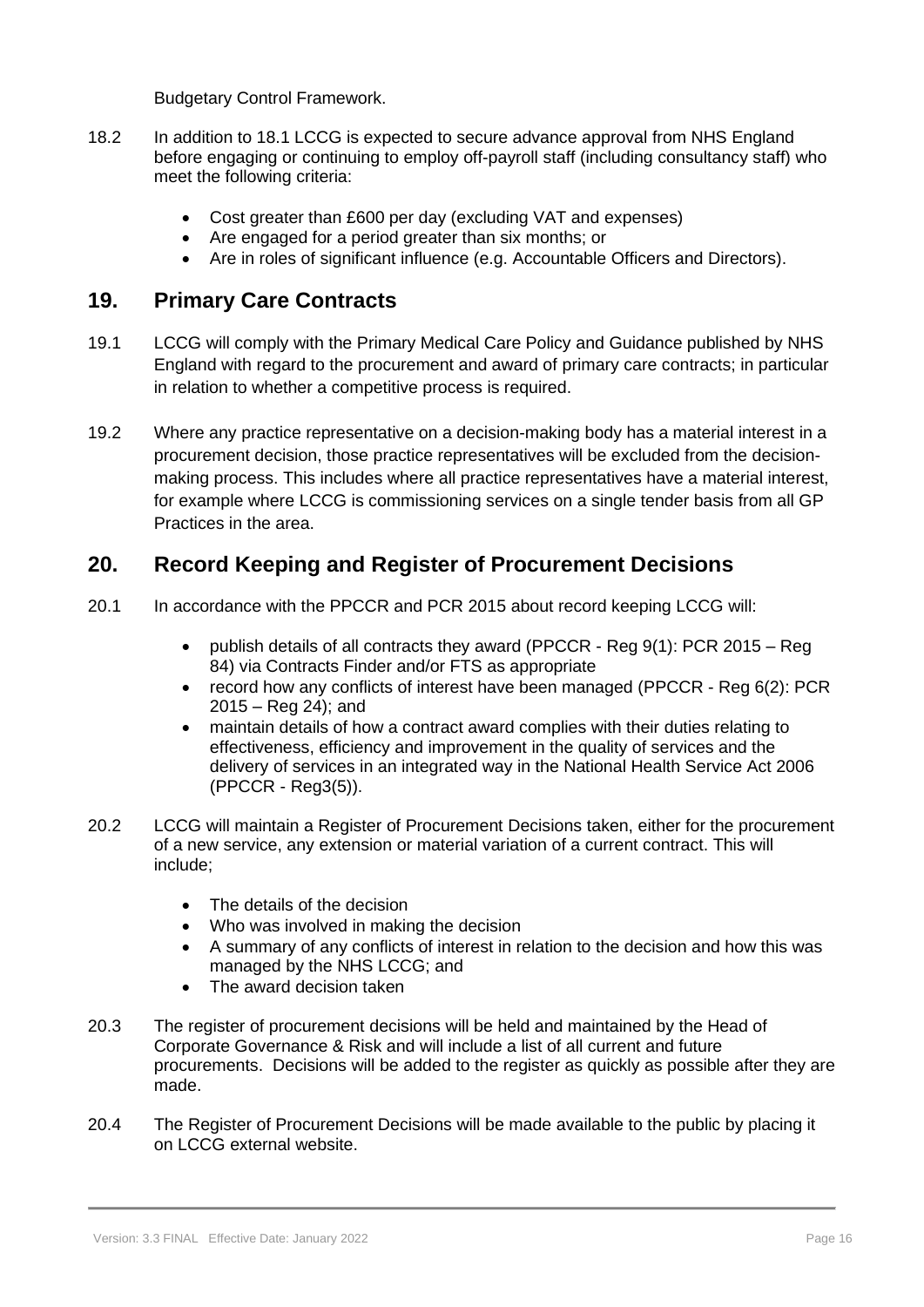Budgetary Control Framework.

18.2 In addition to 18.1 LCCG is expected to secure advance approval from NHS England before engaging or continuing to employ off-payroll staff (including consultancy staff) who meet the following criteria:

- Cost greater than £600 per day (excluding VAT and expenses)
- Are engaged for a period greater than six months; or
- Are in roles of significant influence (e.g. Accountable Officers and Directors).

## 19. Primary Care Contracts

19.1 LCCG will comply with the Primary Medical Care Policy and Guidance published by NHS England with regard to the procurement and award of primary care contracts; in particular in relation to whether a competitive process is required.

19.2 Where any practice representative on a decision-making body has a material interest in a procurement decision, those practice representatives will be excluded from the decision-making process. This includes where all practice representatives have a material interest, for example where LCCG is commissioning services on a single tender basis from all GP Practices in the area.

## 20. Record Keeping and Register of Procurement Decisions

20.1 In accordance with the PPCCR and PCR 2015 about record keeping LCCG will:

- publish details of all contracts they award (PPCCR - Reg 9(1): PCR 2015 – Reg 84) via Contracts Finder and/or FTS as appropriate
- record how any conflicts of interest have been managed (PPCCR - Reg 6(2): PCR 2015 – Reg 24); and
- maintain details of how a contract award complies with their duties relating to effectiveness, efficiency and improvement in the quality of services and the delivery of services in an integrated way in the National Health Service Act 2006 (PPCCR - Reg3(5)).

20.2 LCCG will maintain a Register of Procurement Decisions taken, either for the procurement of a new service, any extension or material variation of a current contract. This will include;

- The details of the decision
- Who was involved in making the decision
- A summary of any conflicts of interest in relation to the decision and how this was managed by the NHS LCCG; and
- The award decision taken

20.3 The register of procurement decisions will be held and maintained by the Head of Corporate Governance & Risk and will include a list of all current and future procurements. Decisions will be added to the register as quickly as possible after they are made.

20.4 The Register of Procurement Decisions will be made available to the public by placing it on LCCG external website.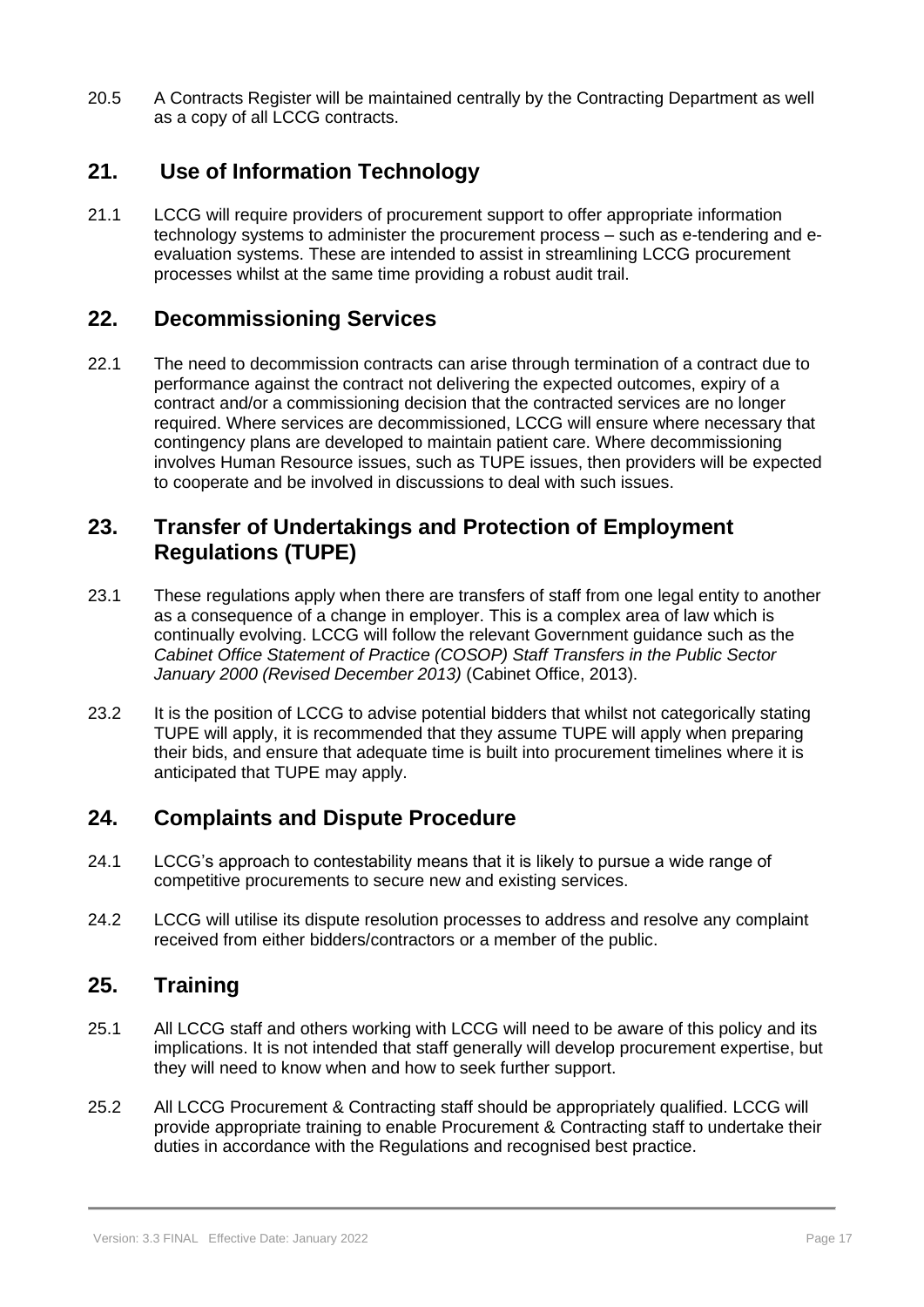20.5 A Contracts Register will be maintained centrally by the Contracting Department as well as a copy of all LCCG contracts.

## 21. Use of Information Technology

21.1 LCCG will require providers of procurement support to offer appropriate information technology systems to administer the procurement process – such as e-tendering and e-evaluation systems. These are intended to assist in streamlining LCCG procurement processes whilst at the same time providing a robust audit trail.

## 22. Decommissioning Services

22.1 The need to decommission contracts can arise through termination of a contract due to performance against the contract not delivering the expected outcomes, expiry of a contract and/or a commissioning decision that the contracted services are no longer required. Where services are decommissioned, LCCG will ensure where necessary that contingency plans are developed to maintain patient care. Where decommissioning involves Human Resource issues, such as TUPE issues, then providers will be expected to cooperate and be involved in discussions to deal with such issues.

## 23. Transfer of Undertakings and Protection of Employment Regulations (TUPE)

23.1 These regulations apply when there are transfers of staff from one legal entity to another as a consequence of a change in employer. This is a complex area of law which is continually evolving. LCCG will follow the relevant Government guidance such as the *Cabinet Office Statement of Practice (COSOP) Staff Transfers in the Public Sector January 2000 (Revised December 2013)* (Cabinet Office, 2013).

23.2 It is the position of LCCG to advise potential bidders that whilst not categorically stating TUPE will apply, it is recommended that they assume TUPE will apply when preparing their bids, and ensure that adequate time is built into procurement timelines where it is anticipated that TUPE may apply.

## 24. Complaints and Dispute Procedure

24.1 LCCG's approach to contestability means that it is likely to pursue a wide range of competitive procurements to secure new and existing services.

24.2 LCCG will utilise its dispute resolution processes to address and resolve any complaint received from either bidders/contractors or a member of the public.

## 25. Training

25.1 All LCCG staff and others working with LCCG will need to be aware of this policy and its implications. It is not intended that staff generally will develop procurement expertise, but they will need to know when and how to seek further support.

25.2 All LCCG Procurement & Contracting staff should be appropriately qualified. LCCG will provide appropriate training to enable Procurement & Contracting staff to undertake their duties in accordance with the Regulations and recognised best practice.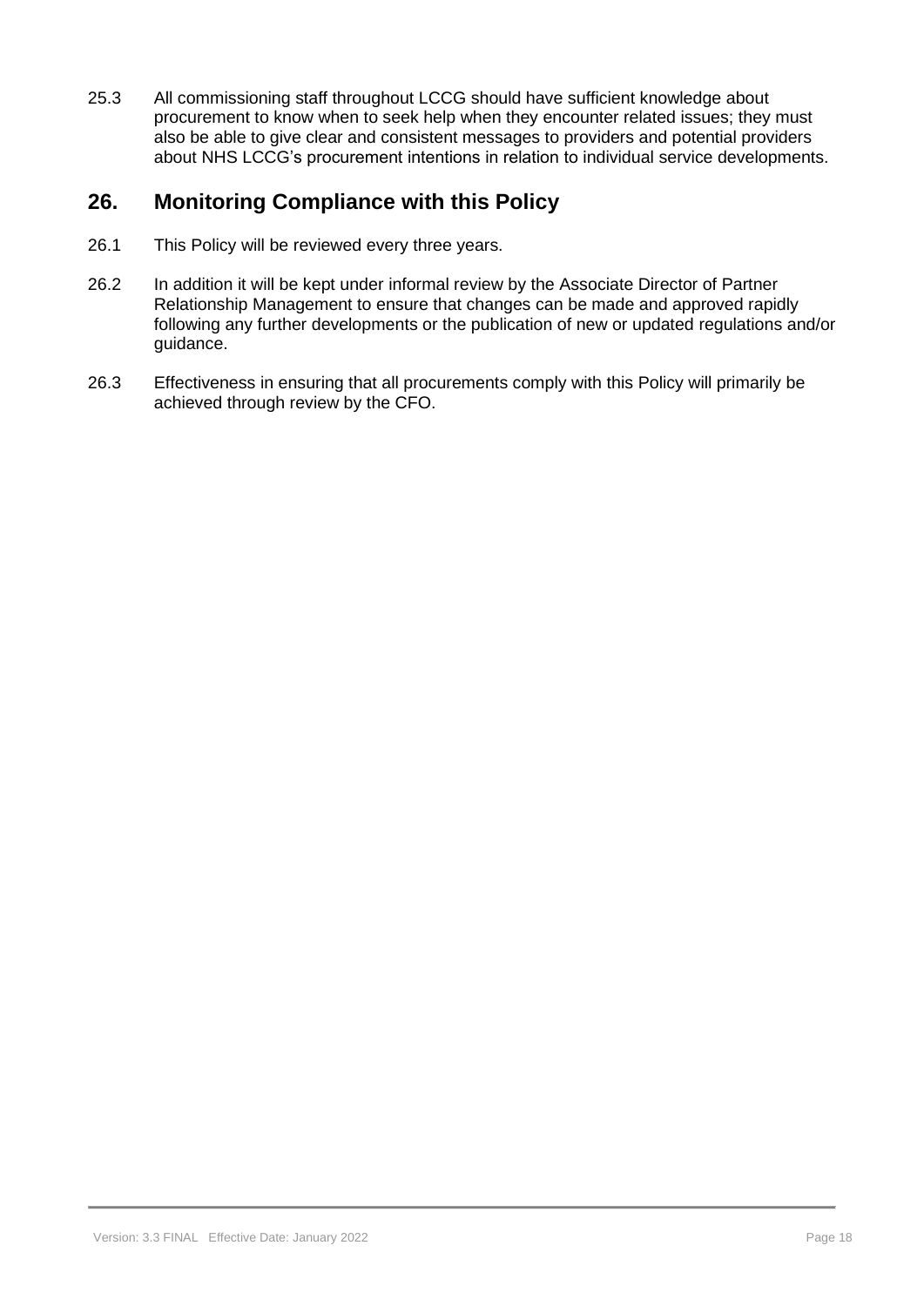25.3 All commissioning staff throughout LCCG should have sufficient knowledge about procurement to know when to seek help when they encounter related issues; they must also be able to give clear and consistent messages to providers and potential providers about NHS LCCG's procurement intentions in relation to individual service developments.

## 26. Monitoring Compliance with this Policy

26.1 This Policy will be reviewed every three years.

26.2 In addition it will be kept under informal review by the Associate Director of Partner Relationship Management to ensure that changes can be made and approved rapidly following any further developments or the publication of new or updated regulations and/or guidance.

26.3 Effectiveness in ensuring that all procurements comply with this Policy will primarily be achieved through review by the CFO.